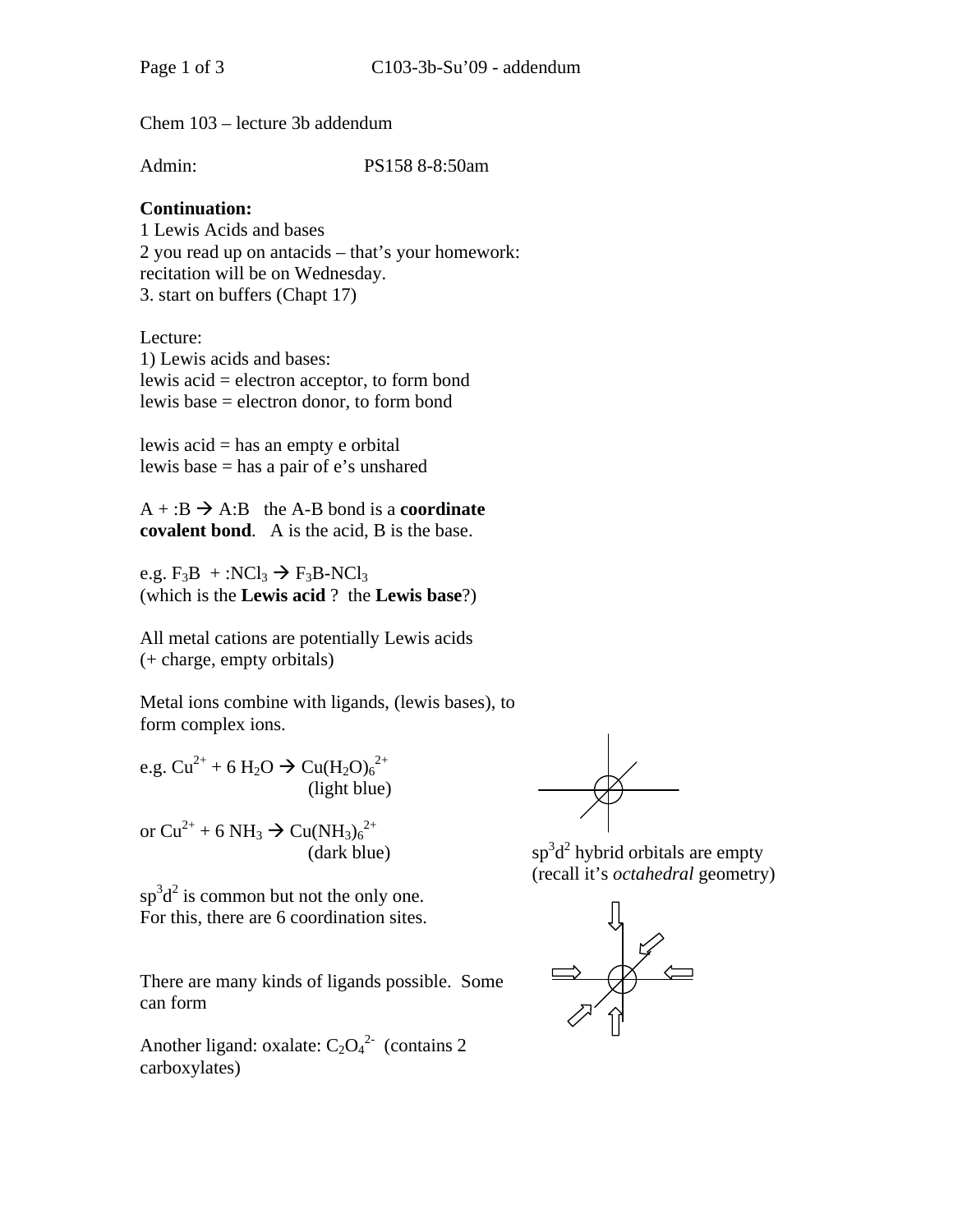Chem 103 – lecture 3b addendum

Admin: PS158 8-8:50am

**Continuation:**
1 Lewis Acids and bases
2 you read up on antacids – that's your homework: recitation will be on Wednesday.
3. start on buffers (Chapt 17)

Lecture:
1) Lewis acids and bases:
lewis acid = electron acceptor, to form bond
lewis base = electron donor, to form bond

lewis acid = has an empty e orbital
lewis base = has a pair of e's unshared

A + :B → A:B  the A-B bond is a **coordinate covalent bond**.  A is the acid, B is the base.

e.g. $F_3B$ + $:NCl_3$ → $F_3B\text{-}NCl_3$
(which is the **Lewis acid** ?  the **Lewis base**?)

All metal cations are potentially Lewis acids
(+ charge, empty orbitals)

Metal ions combine with ligands, (lewis bases), to form complex ions.

e.g. $Cu^{2+}$ + 6 $H_2O$ → $Cu(H_2O)_6^{2+}$
(light blue)

or $Cu^{2+}$ + 6 $NH_3$ → $Cu(NH_3)_6^{2+}$
(dark blue)

$sp^3d^2$ hybrid orbitals are empty
(recall it's *octahedral* geometry)

$sp^3d^2$ is common but not the only one.
For this, there are 6 coordination sites.

There are many kinds of ligands possible. Some can form

Another ligand: oxalate: $C_2O_4^{2-}$ (contains 2 carboxylates)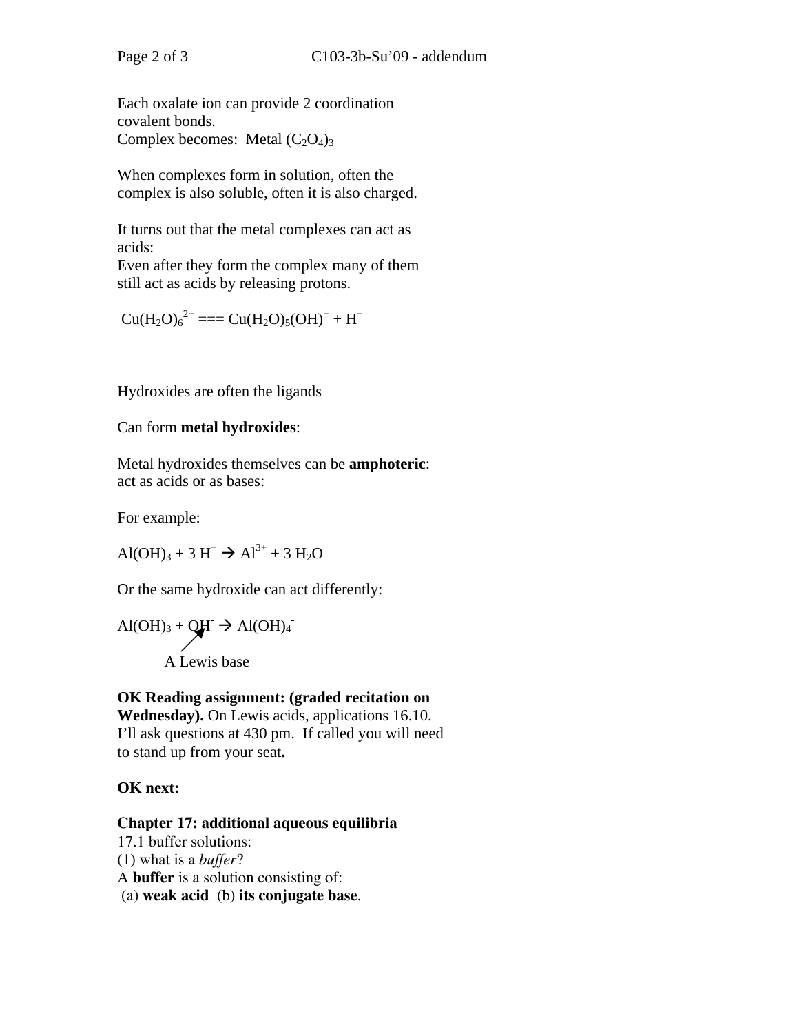Each oxalate ion can provide 2 coordination covalent bonds.
Complex becomes: Metal $(C_2O_4)_3$

When complexes form in solution, often the complex is also soluble, often it is also charged.

It turns out that the metal complexes can act as acids:
Even after they form the complex many of them still act as acids by releasing protons.

$Cu(H_2O)_6^{2+}$ === $Cu(H_2O)_5(OH)^+ + H^+$

Hydroxides are often the ligands

Can form **metal hydroxides**:

Metal hydroxides themselves can be **amphoteric**: act as acids or as bases:

For example:

$Al(OH)_3 + 3\ H^+ \rightarrow Al^{3+} + 3\ H_2O$

Or the same hydroxide can act differently:

$Al(OH)_3 + OH^- \rightarrow Al(OH)_4^-$

A Lewis base

**OK Reading assignment: (graded recitation on Wednesday).** On Lewis acids, applications 16.10. I'll ask questions at 430 pm. If called you will need to stand up from your seat**.**

**OK next:**

**Chapter 17: additional aqueous equilibria**
17.1 buffer solutions:
(1) what is a *buffer*?
A **buffer** is a solution consisting of:
(a) **weak acid** (b) **its conjugate base**.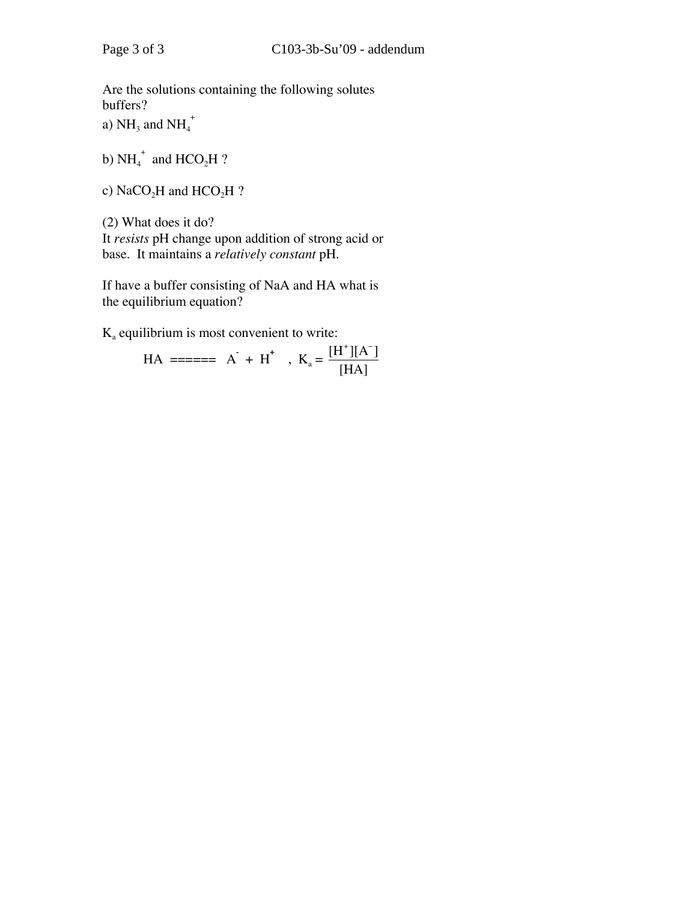Are the solutions containing the following solutes buffers?

a) $NH_3$ and $NH_4^+$

b) $NH_4^+$ and $HCO_2H$ ?

c) $NaCO_2H$ and $HCO_2H$ ?

(2) What does it do?
It *resists* pH change upon addition of strong acid or base. It maintains a *relatively constant* pH.

If have a buffer consisting of NaA and HA what is the equilibrium equation?

$K_a$ equilibrium is most convenient to write:

$$HA \ ====== \ A^- + H^+ \quad , \ K_a = \frac{[H^+][A^-]}{[HA]}$$